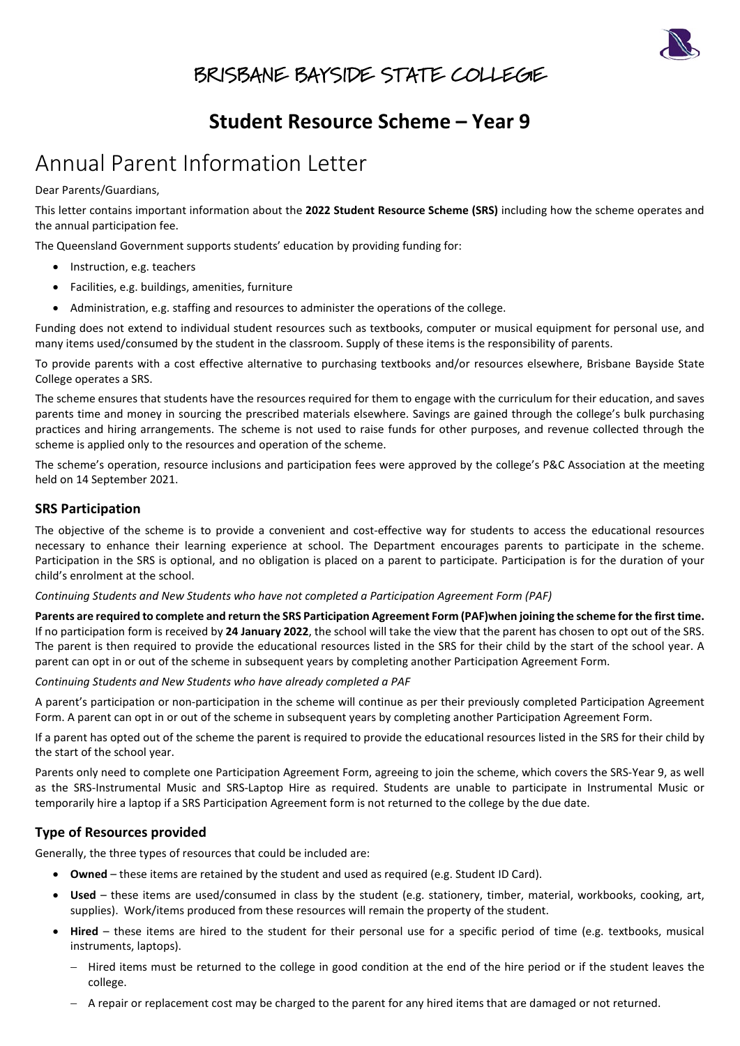# BRISBANE BAYSIDE STATE COLLEGE

## Student Resource Scheme – Year 9

# Annual Parent Information Letter

Dear Parents/Guardians,

This letter contains important information about the **2022 Student Resource Scheme (SRS)** including how the scheme operates and the annual participation fee.

The Queensland Government supports students' education by providing funding for:

- Instruction, e.g. teachers
- Facilities, e.g. buildings, amenities, furniture
- Administration, e.g. staffing and resources to administer the operations of the college.

Funding does not extend to individual student resources such as textbooks, computer or musical equipment for personal use, and many items used/consumed by the student in the classroom. Supply of these items is the responsibility of parents.

To provide parents with a cost effective alternative to purchasing textbooks and/or resources elsewhere, Brisbane Bayside State College operates a SRS.

The scheme ensures that students have the resources required for them to engage with the curriculum for their education, and saves parents time and money in sourcing the prescribed materials elsewhere. Savings are gained through the college's bulk purchasing practices and hiring arrangements. The scheme is not used to raise funds for other purposes, and revenue collected through the scheme is applied only to the resources and operation of the scheme.

The scheme's operation, resource inclusions and participation fees were approved by the college's P&C Association at the meeting held on 14 September 2021.

### SRS Participation

The objective of the scheme is to provide a convenient and cost-effective way for students to access the educational resources necessary to enhance their learning experience at school. The Department encourages parents to participate in the scheme. Participation in the SRS is optional, and no obligation is placed on a parent to participate. Participation is for the duration of your child's enrolment at the school.

*Continuing Students and New Students who have not completed a Participation Agreement Form (PAF)*

**Parents are required to complete and return the SRS Participation Agreement Form (PAF)when joining the scheme for the first time.** If no participation form is received by **24 January 2022**, the school will take the view that the parent has chosen to opt out of the SRS. The parent is then required to provide the educational resources listed in the SRS for their child by the start of the school year. A parent can opt in or out of the scheme in subsequent years by completing another Participation Agreement Form.

*Continuing Students and New Students who have already completed a PAF*

A parent's participation or non-participation in the scheme will continue as per their previously completed Participation Agreement Form. A parent can opt in or out of the scheme in subsequent years by completing another Participation Agreement Form.

If a parent has opted out of the scheme the parent is required to provide the educational resources listed in the SRS for their child by the start of the school year.

Parents only need to complete one Participation Agreement Form, agreeing to join the scheme, which covers the SRS-Year 9, as well as the SRS-Instrumental Music and SRS-Laptop Hire as required. Students are unable to participate in Instrumental Music or temporarily hire a laptop if a SRS Participation Agreement form is not returned to the college by the due date.

### Type of Resources provided

Generally, the three types of resources that could be included are:

- **Owned** – these items are retained by the student and used as required (e.g. Student ID Card).
- **Used** – these items are used/consumed in class by the student (e.g. stationery, timber, material, workbooks, cooking, art, supplies). Work/items produced from these resources will remain the property of the student.
- **Hired** – these items are hired to the student for their personal use for a specific period of time (e.g. textbooks, musical instruments, laptops).
  - Hired items must be returned to the college in good condition at the end of the hire period or if the student leaves the college.
  - A repair or replacement cost may be charged to the parent for any hired items that are damaged or not returned.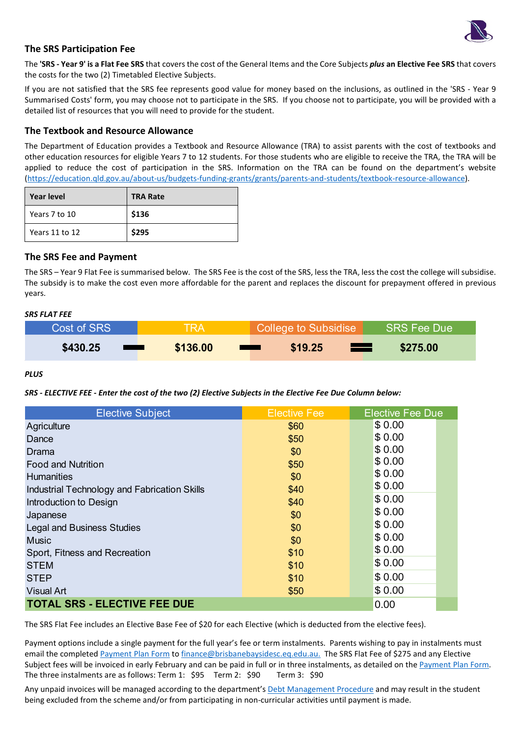## The SRS Participation Fee

The **'SRS - Year 9' is a Flat Fee SRS** that covers the cost of the General Items and the Core Subjects ***plus*** **an Elective Fee SRS** that covers the costs for the two (2) Timetabled Elective Subjects.

If you are not satisfied that the SRS fee represents good value for money based on the inclusions, as outlined in the 'SRS - Year 9 Summarised Costs' form, you may choose not to participate in the SRS. If you choose not to participate, you will be provided with a detailed list of resources that you will need to provide for the student.

## The Textbook and Resource Allowance

The Department of Education provides a Textbook and Resource Allowance (TRA) to assist parents with the cost of textbooks and other education resources for eligible Years 7 to 12 students. For those students who are eligible to receive the TRA, the TRA will be applied to reduce the cost of participation in the SRS. Information on the TRA can be found on the department's website (https://education.qld.gov.au/about-us/budgets-funding-grants/grants/parents-and-students/textbook-resource-allowance).

| Year level | TRA Rate |
|---|---|
| Years 7 to 10 | **$136** |
| Years 11 to 12 | **$295** |

## The SRS Fee and Payment

The SRS – Year 9 Flat Fee is summarised below. The SRS Fee is the cost of the SRS, less the TRA, less the cost the college will subsidise. The subsidy is to make the cost even more affordable for the parent and replaces the discount for prepayment offered in previous years.

***SRS FLAT FEE***

| Cost of SRS | | TRA | | College to Subsidise | | SRS Fee Due |
|---|---|---|---|---|---|---|
| **$430.25** | − | **$136.00** | − | **$19.25** | = | **$275.00** |

***PLUS***

***SRS - ELECTIVE FEE - Enter the cost of the two (2) Elective Subjects in the Elective Fee Due Column below:***

| Elective Subject | Elective Fee | Elective Fee Due |
|---|---|---|
| Agriculture | $60 | $ 0.00 |
| Dance | $50 | $ 0.00 |
| Drama | $0 | $ 0.00 |
| Food and Nutrition | $50 | $ 0.00 |
| Humanities | $0 | $ 0.00 |
| Industrial Technology and Fabrication Skills | $40 | $ 0.00 |
| Introduction to Design | $40 | $ 0.00 |
| Japanese | $0 | $ 0.00 |
| Legal and Business Studies | $0 | $ 0.00 |
| Music | $0 | $ 0.00 |
| Sport, Fitness and Recreation | $10 | $ 0.00 |
| STEM | $10 | $ 0.00 |
| STEP | $10 | $ 0.00 |
| Visual Art | $50 | $ 0.00 |
| **TOTAL SRS - ELECTIVE FEE DUE** | | 0.00 |

The SRS Flat Fee includes an Elective Base Fee of $20 for each Elective (which is deducted from the elective fees).

Payment options include a single payment for the full year's fee or term instalments. Parents wishing to pay in instalments must email the completed Payment Plan Form to finance@brisbanebaysidesc.eq.edu.au. The SRS Flat Fee of $275 and any Elective Subject fees will be invoiced in early February and can be paid in full or in three instalments, as detailed on the Payment Plan Form. The three instalments are as follows: Term 1: $95 Term 2: $90 Term 3: $90

Any unpaid invoices will be managed according to the department's Debt Management Procedure and may result in the student being excluded from the scheme and/or from participating in non-curricular activities until payment is made.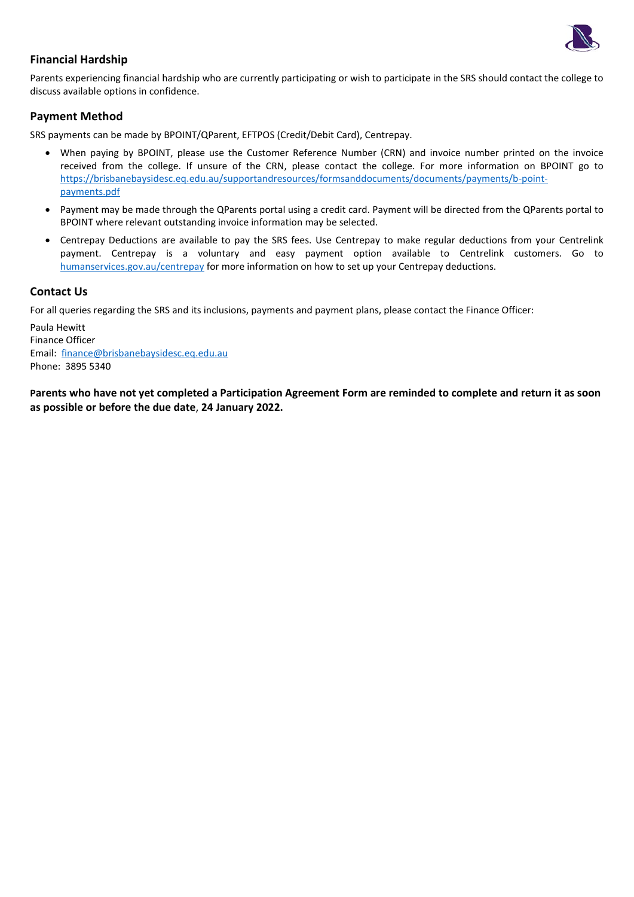## Financial Hardship

Parents experiencing financial hardship who are currently participating or wish to participate in the SRS should contact the college to discuss available options in confidence.

## Payment Method

SRS payments can be made by BPOINT/QParent, EFTPOS (Credit/Debit Card), Centrepay.

- When paying by BPOINT, please use the Customer Reference Number (CRN) and invoice number printed on the invoice received from the college. If unsure of the CRN, please contact the college. For more information on BPOINT go to [https://brisbanebaysidesc.eq.edu.au/supportandresources/formsanddocuments/documents/payments/b-point-payments.pdf](https://brisbanebaysidesc.eq.edu.au/supportandresources/formsanddocuments/documents/payments/b-point-payments.pdf)
- Payment may be made through the QParents portal using a credit card. Payment will be directed from the QParents portal to BPOINT where relevant outstanding invoice information may be selected.
- Centrepay Deductions are available to pay the SRS fees. Use Centrepay to make regular deductions from your Centrelink payment. Centrepay is a voluntary and easy payment option available to Centrelink customers. Go to [humanservices.gov.au/centrepay](humanservices.gov.au/centrepay) for more information on how to set up your Centrepay deductions.

## Contact Us

For all queries regarding the SRS and its inclusions, payments and payment plans, please contact the Finance Officer:

Paula Hewitt
Finance Officer
Email: [finance@brisbanebaysidesc.eq.edu.au](mailto:finance@brisbanebaysidesc.eq.edu.au)
Phone: 3895 5340

**Parents who have not yet completed a Participation Agreement Form are reminded to complete and return it as soon as possible or before the due date**, **24 January 2022.**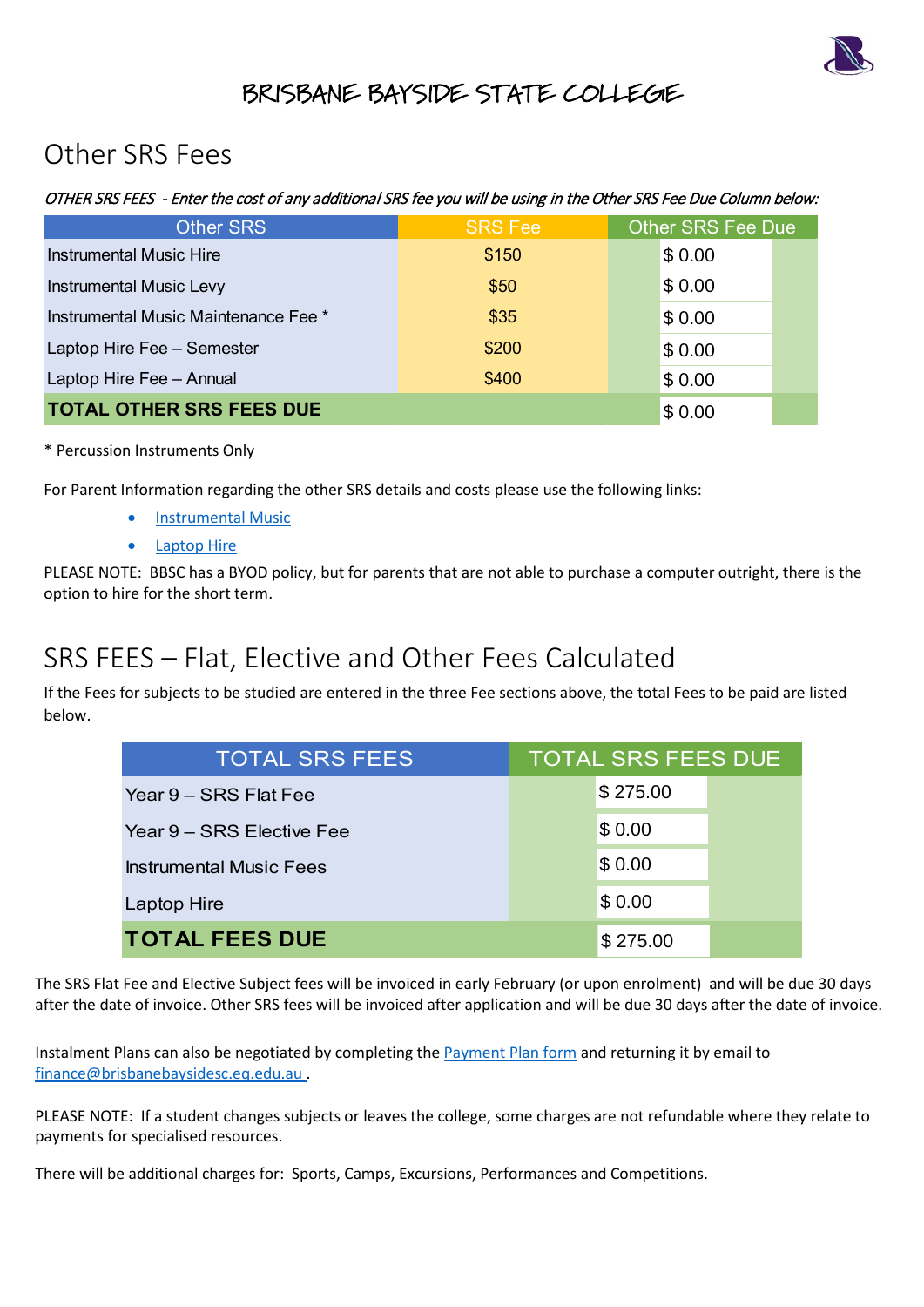# BRISBANE BAYSIDE STATE COLLEGE

## Other SRS Fees

*OTHER SRS FEES - Enter the cost of any additional SRS fee you will be using in the Other SRS Fee Due Column below:*

| Other SRS | SRS Fee | Other SRS Fee Due |
|---|---|---|
| Instrumental Music Hire | $150 | $ 0.00 |
| Instrumental Music Levy | $50 | $ 0.00 |
| Instrumental Music Maintenance Fee * | $35 | $ 0.00 |
| Laptop Hire Fee – Semester | $200 | $ 0.00 |
| Laptop Hire Fee – Annual | $400 | $ 0.00 |
| **TOTAL OTHER SRS FEES DUE** | | $ 0.00 |

\* Percussion Instruments Only

For Parent Information regarding the other SRS details and costs please use the following links:

- [Instrumental Music]
- [Laptop Hire]

PLEASE NOTE: BBSC has a BYOD policy, but for parents that are not able to purchase a computer outright, there is the option to hire for the short term.

## SRS FEES – Flat, Elective and Other Fees Calculated

If the Fees for subjects to be studied are entered in the three Fee sections above, the total Fees to be paid are listed below.

| TOTAL SRS FEES | TOTAL SRS FEES DUE |
|---|---|
| Year 9 – SRS Flat Fee | $ 275.00 |
| Year 9 – SRS Elective Fee | $ 0.00 |
| Instrumental Music Fees | $ 0.00 |
| Laptop Hire | $ 0.00 |
| **TOTAL FEES DUE** | $ 275.00 |

The SRS Flat Fee and Elective Subject fees will be invoiced in early February (or upon enrolment) and will be due 30 days after the date of invoice. Other SRS fees will be invoiced after application and will be due 30 days after the date of invoice.

Instalment Plans can also be negotiated by completing the [Payment Plan form] and returning it by email to finance@brisbanebaysidesc.eq.edu.au .

PLEASE NOTE: If a student changes subjects or leaves the college, some charges are not refundable where they relate to payments for specialised resources.

There will be additional charges for: Sports, Camps, Excursions, Performances and Competitions.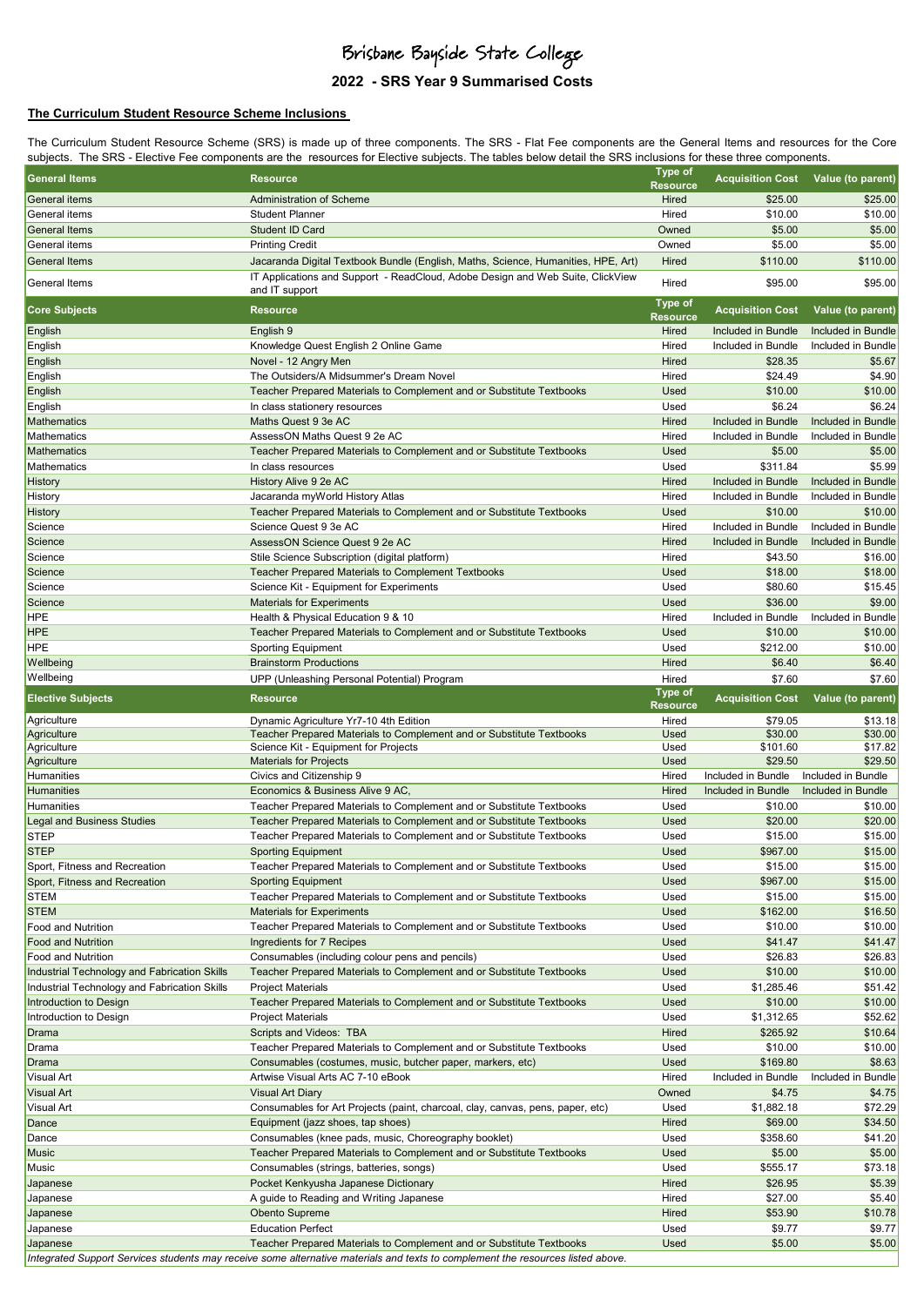# Brisbane Bayside State College

## 2022 - SRS Year 9 Summarised Costs

**The Curriculum Student Resource Scheme Inclusions**

The Curriculum Student Resource Scheme (SRS) is made up of three components. The SRS - Flat Fee components are the General Items and resources for the Core subjects. The SRS - Elective Fee components are the resources for Elective subjects. The tables below detail the SRS inclusions for these three components.

| General Items | Resource | Type of Resource | Acquisition Cost | Value (to parent) |
|---|---|---|---|---|
| General items | Administration of Scheme | Hired | $25.00 | $25.00 |
| General items | Student Planner | Hired | $10.00 | $10.00 |
| General Items | Student ID Card | Owned | $5.00 | $5.00 |
| General items | Printing Credit | Owned | $5.00 | $5.00 |
| General Items | Jacaranda Digital Textbook Bundle (English, Maths, Science, Humanities, HPE, Art) | Hired | $110.00 | $110.00 |
| General Items | IT Applications and Support - ReadCloud, Adobe Design and Web Suite, ClickView and IT support | Hired | $95.00 | $95.00 |

| Core Subjects | Resource | Type of Resource | Acquisition Cost | Value (to parent) |
|---|---|---|---|---|
| English | English 9 | Hired | Included in Bundle | Included in Bundle |
| English | Knowledge Quest English 2 Online Game | Hired | Included in Bundle | Included in Bundle |
| English | Novel - 12 Angry Men | Hired | $28.35 | $5.67 |
| English | The Outsiders/A Midsummer's Dream Novel | Hired | $24.49 | $4.90 |
| English | Teacher Prepared Materials to Complement and or Substitute Textbooks | Used | $10.00 | $10.00 |
| English | In class stationery resources | Used | $6.24 | $6.24 |
| Mathematics | Maths Quest 9 3e AC | Hired | Included in Bundle | Included in Bundle |
| Mathematics | AssessON Maths Quest 9 2e AC | Hired | Included in Bundle | Included in Bundle |
| Mathematics | Teacher Prepared Materials to Complement and or Substitute Textbooks | Used | $5.00 | $5.00 |
| Mathematics | In class resources | Used | $311.84 | $5.99 |
| History | History Alive 9 2e AC | Hired | Included in Bundle | Included in Bundle |
| History | Jacaranda myWorld History Atlas | Hired | Included in Bundle | Included in Bundle |
| History | Teacher Prepared Materials to Complement and or Substitute Textbooks | Used | $10.00 | $10.00 |
| Science | Science Quest 9 3e AC | Hired | Included in Bundle | Included in Bundle |
| Science | AssessON Science Quest 9 2e AC | Hired | Included in Bundle | Included in Bundle |
| Science | Stile Science Subscription (digital platform) | Hired | $43.50 | $16.00 |
| Science | Teacher Prepared Materials to Complement Textbooks | Used | $18.00 | $18.00 |
| Science | Science Kit - Equipment for Experiments | Used | $80.60 | $15.45 |
| Science | Materials for Experiments | Used | $36.00 | $9.00 |
| HPE | Health & Physical Education 9 & 10 | Hired | Included in Bundle | Included in Bundle |
| HPE | Teacher Prepared Materials to Complement and or Substitute Textbooks | Used | $10.00 | $10.00 |
| HPE | Sporting Equipment | Used | $212.00 | $10.00 |
| Wellbeing | Brainstorm Productions | Hired | $6.40 | $6.40 |
| Wellbeing | UPP (Unleashing Personal Potential) Program | Hired | $7.60 | $7.60 |

| Elective Subjects | Resource | Type of Resource | Acquisition Cost | Value (to parent) |
|---|---|---|---|---|
| Agriculture | Dynamic Agriculture Yr7-10 4th Edition | Hired | $79.05 | $13.18 |
| Agriculture | Teacher Prepared Materials to Complement and or Substitute Textbooks | Used | $30.00 | $30.00 |
| Agriculture | Science Kit - Equipment for Projects | Used | $101.60 | $17.82 |
| Agriculture | Materials for Projects | Used | $29.50 | $29.50 |
| Humanities | Civics and Citizenship 9 | Hired | Included in Bundle | Included in Bundle |
| Humanities | Economics & Business Alive 9 AC, | Hired | Included in Bundle | Included in Bundle |
| Humanities | Teacher Prepared Materials to Complement and or Substitute Textbooks | Used | $10.00 | $10.00 |
| Legal and Business Studies | Teacher Prepared Materials to Complement and or Substitute Textbooks | Used | $20.00 | $20.00 |
| STEP | Teacher Prepared Materials to Complement and or Substitute Textbooks | Used | $15.00 | $15.00 |
| STEP | Sporting Equipment | Used | $967.00 | $15.00 |
| Sport, Fitness and Recreation | Teacher Prepared Materials to Complement and or Substitute Textbooks | Used | $15.00 | $15.00 |
| Sport, Fitness and Recreation | Sporting Equipment | Used | $967.00 | $15.00 |
| STEM | Teacher Prepared Materials to Complement and or Substitute Textbooks | Used | $15.00 | $15.00 |
| STEM | Materials for Experiments | Used | $162.00 | $16.50 |
| Food and Nutrition | Teacher Prepared Materials to Complement and or Substitute Textbooks | Used | $10.00 | $10.00 |
| Food and Nutrition | Ingredients for 7 Recipes | Used | $41.47 | $41.47 |
| Food and Nutrition | Consumables (including colour pens and pencils) | Used | $26.83 | $26.83 |
| Industrial Technology and Fabrication Skills | Teacher Prepared Materials to Complement and or Substitute Textbooks | Used | $10.00 | $10.00 |
| Industrial Technology and Fabrication Skills | Project Materials | Used | $1,285.46 | $51.42 |
| Introduction to Design | Teacher Prepared Materials to Complement and or Substitute Textbooks | Used | $10.00 | $10.00 |
| Introduction to Design | Project Materials | Used | $1,312.65 | $52.62 |
| Drama | Scripts and Videos: TBA | Hired | $265.92 | $10.64 |
| Drama | Teacher Prepared Materials to Complement and or Substitute Textbooks | Used | $10.00 | $10.00 |
| Drama | Consumables (costumes, music, butcher paper, markers, etc) | Used | $169.80 | $8.63 |
| Visual Art | Artwise Visual Arts AC 7-10 eBook | Hired | Included in Bundle | Included in Bundle |
| Visual Art | Visual Art Diary | Owned | $4.75 | $4.75 |
| Visual Art | Consumables for Art Projects (paint, charcoal, clay, canvas, pens, paper, etc) | Used | $1,882.18 | $72.29 |
| Dance | Equipment (jazz shoes, tap shoes) | Hired | $69.00 | $34.50 |
| Dance | Consumables (knee pads, music, Choreography booklet) | Used | $358.60 | $41.20 |
| Music | Teacher Prepared Materials to Complement and or Substitute Textbooks | Used | $5.00 | $5.00 |
| Music | Consumables (strings, batteries, songs) | Used | $555.17 | $73.18 |
| Japanese | Pocket Kenkyusha Japanese Dictionary | Hired | $26.95 | $5.39 |
| Japanese | A guide to Reading and Writing Japanese | Hired | $27.00 | $5.40 |
| Japanese | Obento Supreme | Hired | $53.90 | $10.78 |
| Japanese | Education Perfect | Used | $9.77 | $9.77 |
| Japanese | Teacher Prepared Materials to Complement and or Substitute Textbooks | Used | $5.00 | $5.00 |

*Integrated Support Services students may receive some alternative materials and texts to complement the resources listed above.*